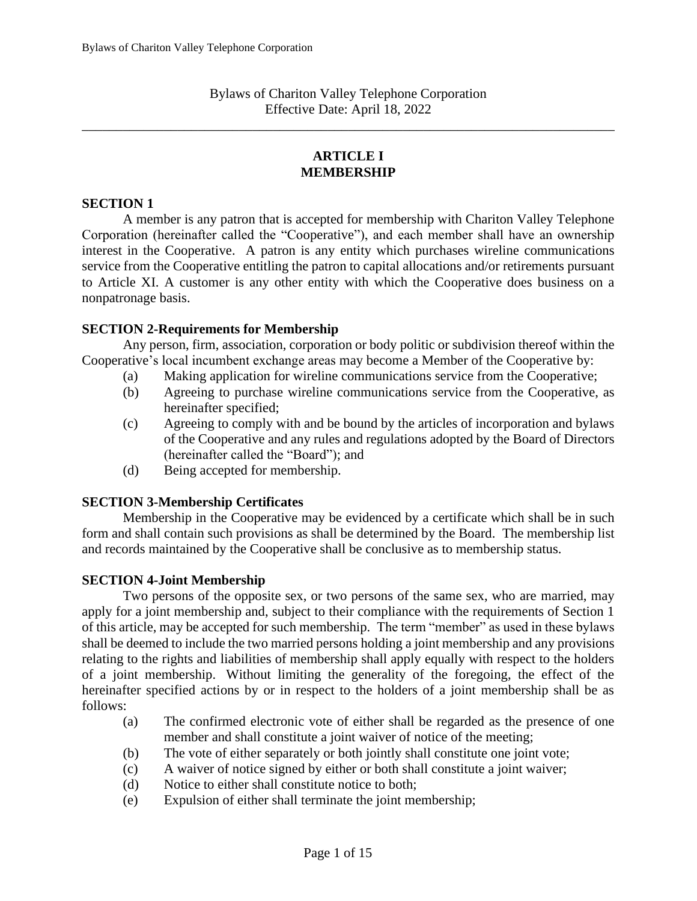Bylaws of Chariton Valley Telephone Corporation
Effective Date: April 18, 2022

---

# ARTICLE I
# MEMBERSHIP

**SECTION 1**

A member is any patron that is accepted for membership with Chariton Valley Telephone Corporation (hereinafter called the "Cooperative"), and each member shall have an ownership interest in the Cooperative. A patron is any entity which purchases wireline communications service from the Cooperative entitling the patron to capital allocations and/or retirements pursuant to Article XI. A customer is any other entity with which the Cooperative does business on a nonpatronage basis.

**SECTION 2-Requirements for Membership**

Any person, firm, association, corporation or body politic or subdivision thereof within the Cooperative's local incumbent exchange areas may become a Member of the Cooperative by:

(a) Making application for wireline communications service from the Cooperative;
(b) Agreeing to purchase wireline communications service from the Cooperative, as hereinafter specified;
(c) Agreeing to comply with and be bound by the articles of incorporation and bylaws of the Cooperative and any rules and regulations adopted by the Board of Directors (hereinafter called the "Board"); and
(d) Being accepted for membership.

**SECTION 3-Membership Certificates**

Membership in the Cooperative may be evidenced by a certificate which shall be in such form and shall contain such provisions as shall be determined by the Board. The membership list and records maintained by the Cooperative shall be conclusive as to membership status.

**SECTION 4-Joint Membership**

Two persons of the opposite sex, or two persons of the same sex, who are married, may apply for a joint membership and, subject to their compliance with the requirements of Section 1 of this article, may be accepted for such membership. The term "member" as used in these bylaws shall be deemed to include the two married persons holding a joint membership and any provisions relating to the rights and liabilities of membership shall apply equally with respect to the holders of a joint membership. Without limiting the generality of the foregoing, the effect of the hereinafter specified actions by or in respect to the holders of a joint membership shall be as follows:

(a) The confirmed electronic vote of either shall be regarded as the presence of one member and shall constitute a joint waiver of notice of the meeting;
(b) The vote of either separately or both jointly shall constitute one joint vote;
(c) A waiver of notice signed by either or both shall constitute a joint waiver;
(d) Notice to either shall constitute notice to both;
(e) Expulsion of either shall terminate the joint membership;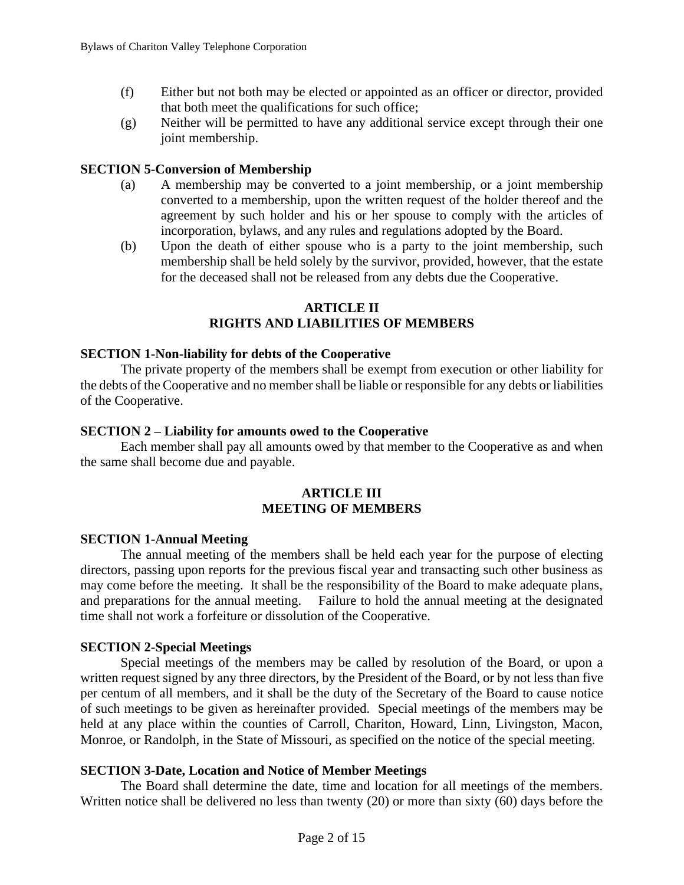(f) Either but not both may be elected or appointed as an officer or director, provided that both meet the qualifications for such office;

(g) Neither will be permitted to have any additional service except through their one joint membership.

**SECTION 5-Conversion of Membership**

(a) A membership may be converted to a joint membership, or a joint membership converted to a membership, upon the written request of the holder thereof and the agreement by such holder and his or her spouse to comply with the articles of incorporation, bylaws, and any rules and regulations adopted by the Board.

(b) Upon the death of either spouse who is a party to the joint membership, such membership shall be held solely by the survivor, provided, however, that the estate for the deceased shall not be released from any debts due the Cooperative.

## ARTICLE II
## RIGHTS AND LIABILITIES OF MEMBERS

**SECTION 1-Non-liability for debts of the Cooperative**

The private property of the members shall be exempt from execution or other liability for the debts of the Cooperative and no member shall be liable or responsible for any debts or liabilities of the Cooperative.

**SECTION 2 – Liability for amounts owed to the Cooperative**

Each member shall pay all amounts owed by that member to the Cooperative as and when the same shall become due and payable.

## ARTICLE III
## MEETING OF MEMBERS

**SECTION 1-Annual Meeting**

The annual meeting of the members shall be held each year for the purpose of electing directors, passing upon reports for the previous fiscal year and transacting such other business as may come before the meeting. It shall be the responsibility of the Board to make adequate plans, and preparations for the annual meeting. Failure to hold the annual meeting at the designated time shall not work a forfeiture or dissolution of the Cooperative.

**SECTION 2-Special Meetings**

Special meetings of the members may be called by resolution of the Board, or upon a written request signed by any three directors, by the President of the Board, or by not less than five per centum of all members, and it shall be the duty of the Secretary of the Board to cause notice of such meetings to be given as hereinafter provided. Special meetings of the members may be held at any place within the counties of Carroll, Chariton, Howard, Linn, Livingston, Macon, Monroe, or Randolph, in the State of Missouri, as specified on the notice of the special meeting.

**SECTION 3-Date, Location and Notice of Member Meetings**

The Board shall determine the date, time and location for all meetings of the members. Written notice shall be delivered no less than twenty (20) or more than sixty (60) days before the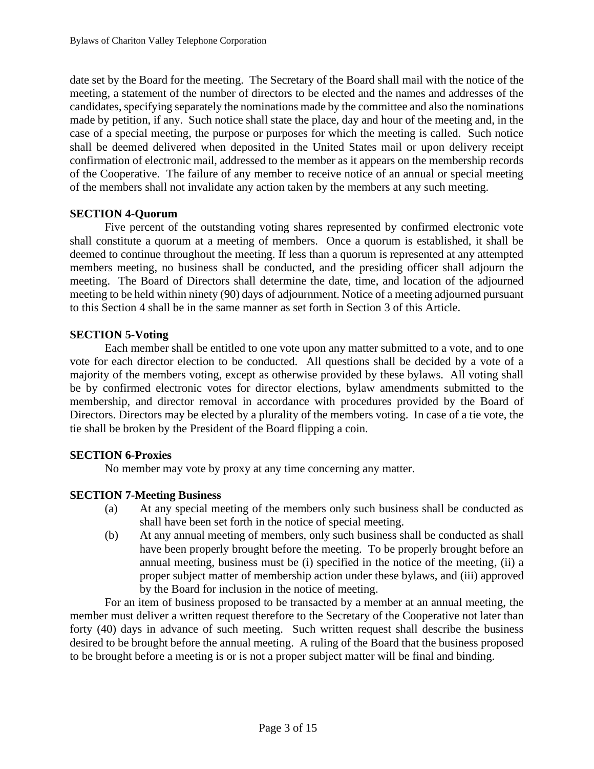date set by the Board for the meeting. The Secretary of the Board shall mail with the notice of the meeting, a statement of the number of directors to be elected and the names and addresses of the candidates, specifying separately the nominations made by the committee and also the nominations made by petition, if any. Such notice shall state the place, day and hour of the meeting and, in the case of a special meeting, the purpose or purposes for which the meeting is called. Such notice shall be deemed delivered when deposited in the United States mail or upon delivery receipt confirmation of electronic mail, addressed to the member as it appears on the membership records of the Cooperative. The failure of any member to receive notice of an annual or special meeting of the members shall not invalidate any action taken by the members at any such meeting.

**SECTION 4-Quorum**

Five percent of the outstanding voting shares represented by confirmed electronic vote shall constitute a quorum at a meeting of members. Once a quorum is established, it shall be deemed to continue throughout the meeting. If less than a quorum is represented at any attempted members meeting, no business shall be conducted, and the presiding officer shall adjourn the meeting. The Board of Directors shall determine the date, time, and location of the adjourned meeting to be held within ninety (90) days of adjournment. Notice of a meeting adjourned pursuant to this Section 4 shall be in the same manner as set forth in Section 3 of this Article.

**SECTION 5-Voting**

Each member shall be entitled to one vote upon any matter submitted to a vote, and to one vote for each director election to be conducted. All questions shall be decided by a vote of a majority of the members voting, except as otherwise provided by these bylaws. All voting shall be by confirmed electronic votes for director elections, bylaw amendments submitted to the membership, and director removal in accordance with procedures provided by the Board of Directors. Directors may be elected by a plurality of the members voting. In case of a tie vote, the tie shall be broken by the President of the Board flipping a coin.

**SECTION 6-Proxies**

No member may vote by proxy at any time concerning any matter.

**SECTION 7-Meeting Business**

(a) At any special meeting of the members only such business shall be conducted as shall have been set forth in the notice of special meeting.

(b) At any annual meeting of members, only such business shall be conducted as shall have been properly brought before the meeting. To be properly brought before an annual meeting, business must be (i) specified in the notice of the meeting, (ii) a proper subject matter of membership action under these bylaws, and (iii) approved by the Board for inclusion in the notice of meeting.

For an item of business proposed to be transacted by a member at an annual meeting, the member must deliver a written request therefore to the Secretary of the Cooperative not later than forty (40) days in advance of such meeting. Such written request shall describe the business desired to be brought before the annual meeting. A ruling of the Board that the business proposed to be brought before a meeting is or is not a proper subject matter will be final and binding.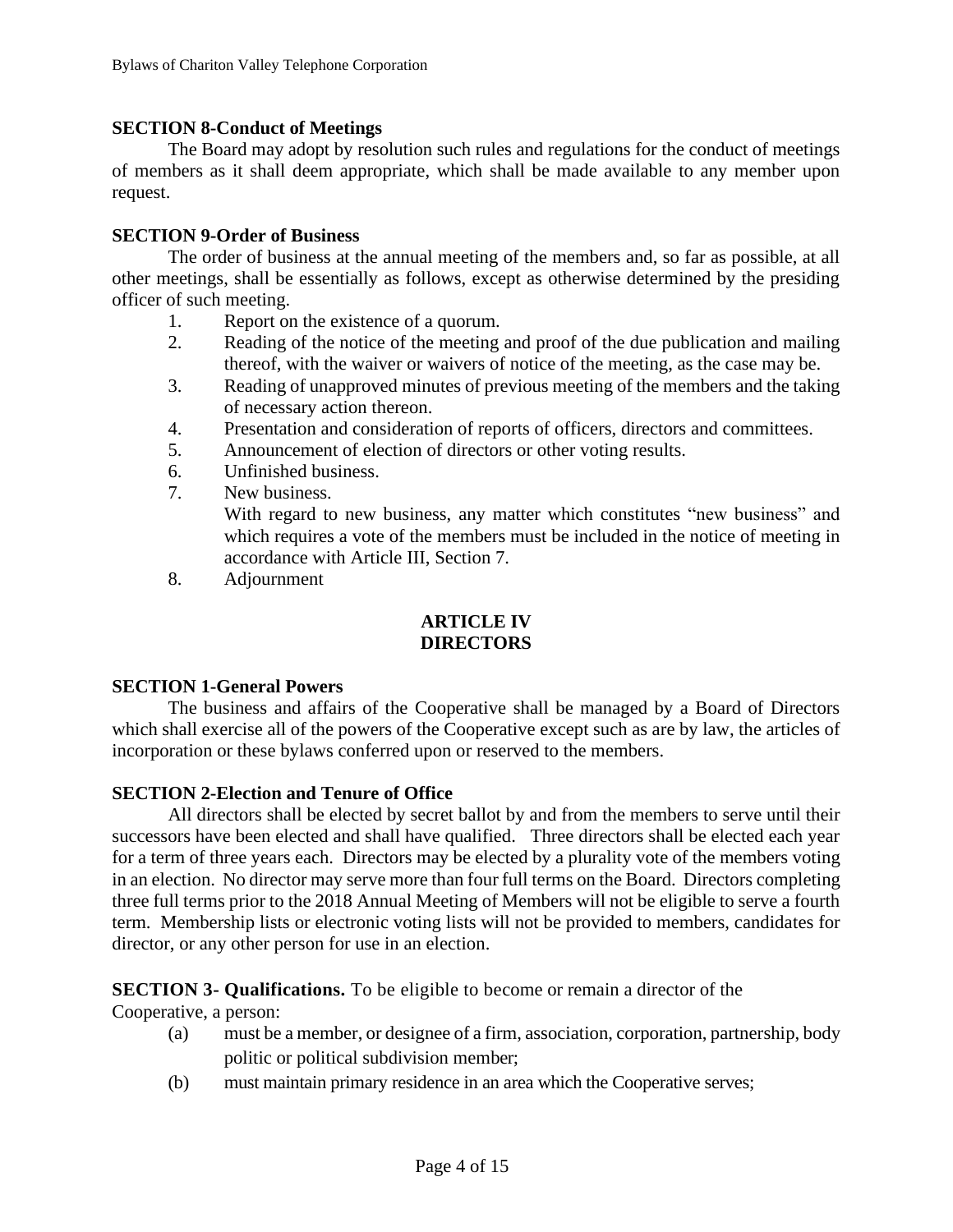**SECTION 8-Conduct of Meetings**

The Board may adopt by resolution such rules and regulations for the conduct of meetings of members as it shall deem appropriate, which shall be made available to any member upon request.

**SECTION 9-Order of Business**

The order of business at the annual meeting of the members and, so far as possible, at all other meetings, shall be essentially as follows, except as otherwise determined by the presiding officer of such meeting.

1. Report on the existence of a quorum.
2. Reading of the notice of the meeting and proof of the due publication and mailing thereof, with the waiver or waivers of notice of the meeting, as the case may be.
3. Reading of unapproved minutes of previous meeting of the members and the taking of necessary action thereon.
4. Presentation and consideration of reports of officers, directors and committees.
5. Announcement of election of directors or other voting results.
6. Unfinished business.
7. New business.
   With regard to new business, any matter which constitutes "new business" and which requires a vote of the members must be included in the notice of meeting in accordance with Article III, Section 7.
8. Adjournment

## ARTICLE IV
## DIRECTORS

**SECTION 1-General Powers**

The business and affairs of the Cooperative shall be managed by a Board of Directors which shall exercise all of the powers of the Cooperative except such as are by law, the articles of incorporation or these bylaws conferred upon or reserved to the members.

**SECTION 2-Election and Tenure of Office**

All directors shall be elected by secret ballot by and from the members to serve until their successors have been elected and shall have qualified. Three directors shall be elected each year for a term of three years each. Directors may be elected by a plurality vote of the members voting in an election. No director may serve more than four full terms on the Board. Directors completing three full terms prior to the 2018 Annual Meeting of Members will not be eligible to serve a fourth term. Membership lists or electronic voting lists will not be provided to members, candidates for director, or any other person for use in an election.

**SECTION 3- Qualifications.** To be eligible to become or remain a director of the Cooperative, a person:

(a) must be a member, or designee of a firm, association, corporation, partnership, body politic or political subdivision member;

(b) must maintain primary residence in an area which the Cooperative serves;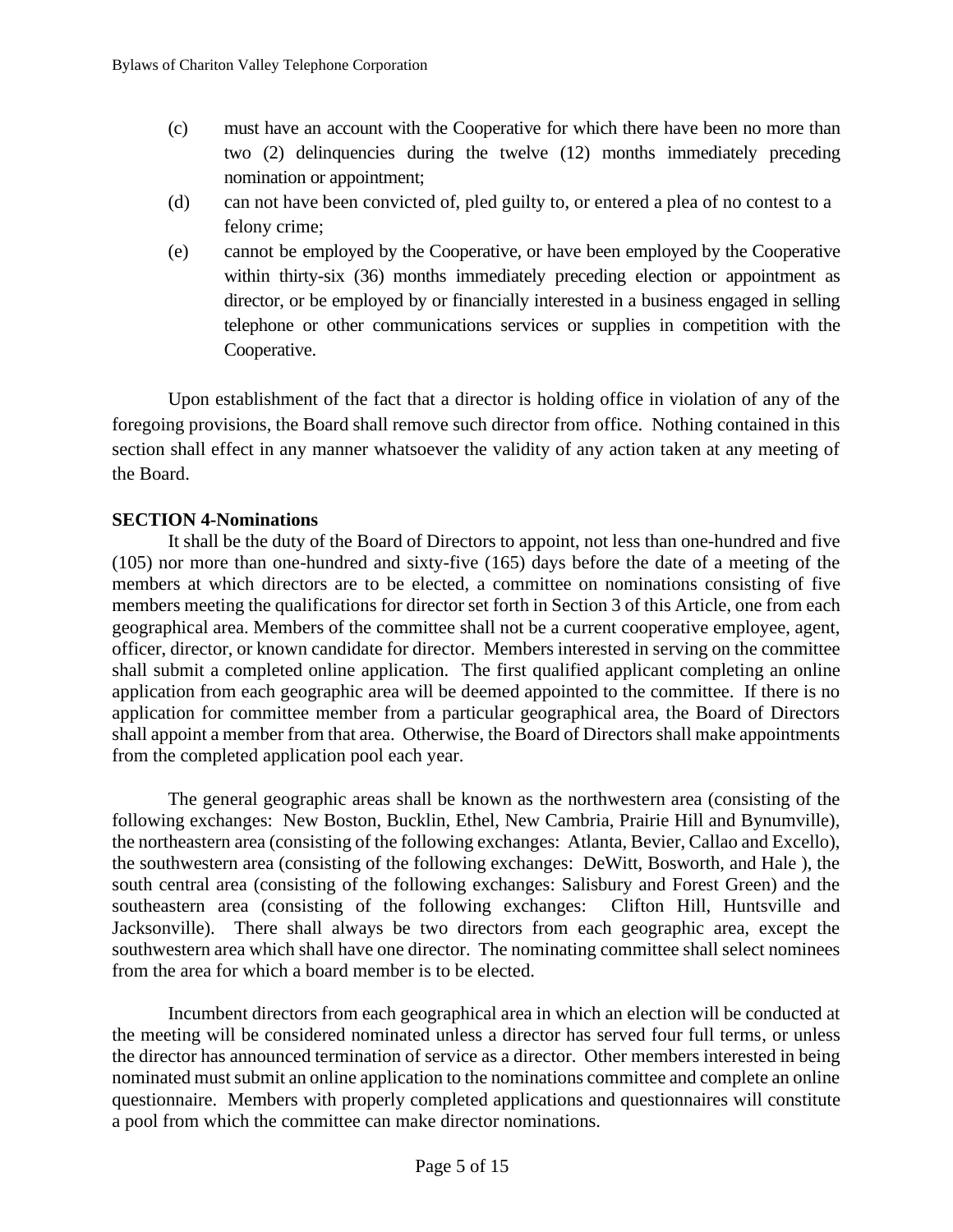(c) must have an account with the Cooperative for which there have been no more than two (2) delinquencies during the twelve (12) months immediately preceding nomination or appointment;

(d) can not have been convicted of, pled guilty to, or entered a plea of no contest to a felony crime;

(e) cannot be employed by the Cooperative, or have been employed by the Cooperative within thirty-six (36) months immediately preceding election or appointment as director, or be employed by or financially interested in a business engaged in selling telephone or other communications services or supplies in competition with the Cooperative.

Upon establishment of the fact that a director is holding office in violation of any of the foregoing provisions, the Board shall remove such director from office. Nothing contained in this section shall effect in any manner whatsoever the validity of any action taken at any meeting of the Board.

**SECTION 4-Nominations**

It shall be the duty of the Board of Directors to appoint, not less than one-hundred and five (105) nor more than one-hundred and sixty-five (165) days before the date of a meeting of the members at which directors are to be elected, a committee on nominations consisting of five members meeting the qualifications for director set forth in Section 3 of this Article, one from each geographical area. Members of the committee shall not be a current cooperative employee, agent, officer, director, or known candidate for director. Members interested in serving on the committee shall submit a completed online application. The first qualified applicant completing an online application from each geographic area will be deemed appointed to the committee. If there is no application for committee member from a particular geographical area, the Board of Directors shall appoint a member from that area. Otherwise, the Board of Directors shall make appointments from the completed application pool each year.

The general geographic areas shall be known as the northwestern area (consisting of the following exchanges: New Boston, Bucklin, Ethel, New Cambria, Prairie Hill and Bynumville), the northeastern area (consisting of the following exchanges: Atlanta, Bevier, Callao and Excello), the southwestern area (consisting of the following exchanges: DeWitt, Bosworth, and Hale ), the south central area (consisting of the following exchanges: Salisbury and Forest Green) and the southeastern area (consisting of the following exchanges: Clifton Hill, Huntsville and Jacksonville). There shall always be two directors from each geographic area, except the southwestern area which shall have one director. The nominating committee shall select nominees from the area for which a board member is to be elected.

Incumbent directors from each geographical area in which an election will be conducted at the meeting will be considered nominated unless a director has served four full terms, or unless the director has announced termination of service as a director. Other members interested in being nominated must submit an online application to the nominations committee and complete an online questionnaire. Members with properly completed applications and questionnaires will constitute a pool from which the committee can make director nominations.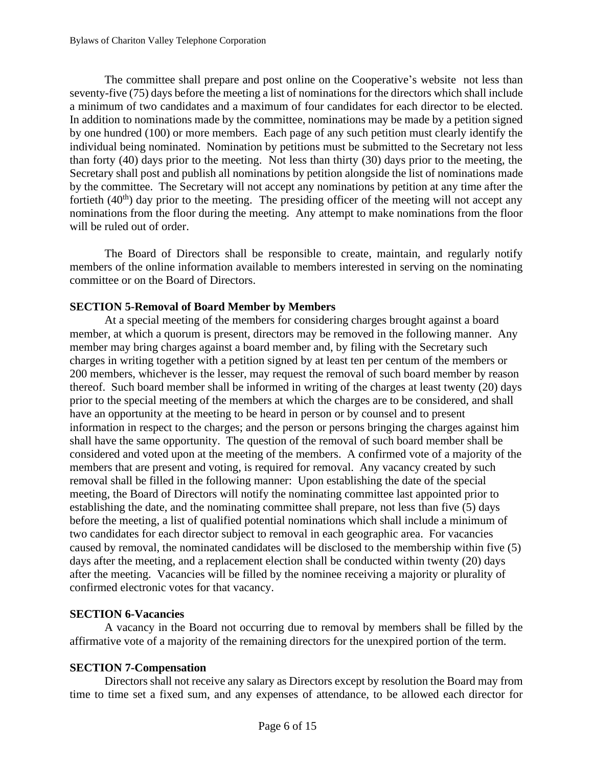The committee shall prepare and post online on the Cooperative's website not less than seventy-five (75) days before the meeting a list of nominations for the directors which shall include a minimum of two candidates and a maximum of four candidates for each director to be elected. In addition to nominations made by the committee, nominations may be made by a petition signed by one hundred (100) or more members. Each page of any such petition must clearly identify the individual being nominated. Nomination by petitions must be submitted to the Secretary not less than forty (40) days prior to the meeting. Not less than thirty (30) days prior to the meeting, the Secretary shall post and publish all nominations by petition alongside the list of nominations made by the committee. The Secretary will not accept any nominations by petition at any time after the fortieth (40th) day prior to the meeting. The presiding officer of the meeting will not accept any nominations from the floor during the meeting. Any attempt to make nominations from the floor will be ruled out of order.

The Board of Directors shall be responsible to create, maintain, and regularly notify members of the online information available to members interested in serving on the nominating committee or on the Board of Directors.

**SECTION 5-Removal of Board Member by Members**

At a special meeting of the members for considering charges brought against a board member, at which a quorum is present, directors may be removed in the following manner. Any member may bring charges against a board member and, by filing with the Secretary such charges in writing together with a petition signed by at least ten per centum of the members or 200 members, whichever is the lesser, may request the removal of such board member by reason thereof. Such board member shall be informed in writing of the charges at least twenty (20) days prior to the special meeting of the members at which the charges are to be considered, and shall have an opportunity at the meeting to be heard in person or by counsel and to present information in respect to the charges; and the person or persons bringing the charges against him shall have the same opportunity. The question of the removal of such board member shall be considered and voted upon at the meeting of the members. A confirmed vote of a majority of the members that are present and voting, is required for removal. Any vacancy created by such removal shall be filled in the following manner: Upon establishing the date of the special meeting, the Board of Directors will notify the nominating committee last appointed prior to establishing the date, and the nominating committee shall prepare, not less than five (5) days before the meeting, a list of qualified potential nominations which shall include a minimum of two candidates for each director subject to removal in each geographic area. For vacancies caused by removal, the nominated candidates will be disclosed to the membership within five (5) days after the meeting, and a replacement election shall be conducted within twenty (20) days after the meeting. Vacancies will be filled by the nominee receiving a majority or plurality of confirmed electronic votes for that vacancy.

**SECTION 6-Vacancies**

A vacancy in the Board not occurring due to removal by members shall be filled by the affirmative vote of a majority of the remaining directors for the unexpired portion of the term.

**SECTION 7-Compensation**

Directors shall not receive any salary as Directors except by resolution the Board may from time to time set a fixed sum, and any expenses of attendance, to be allowed each director for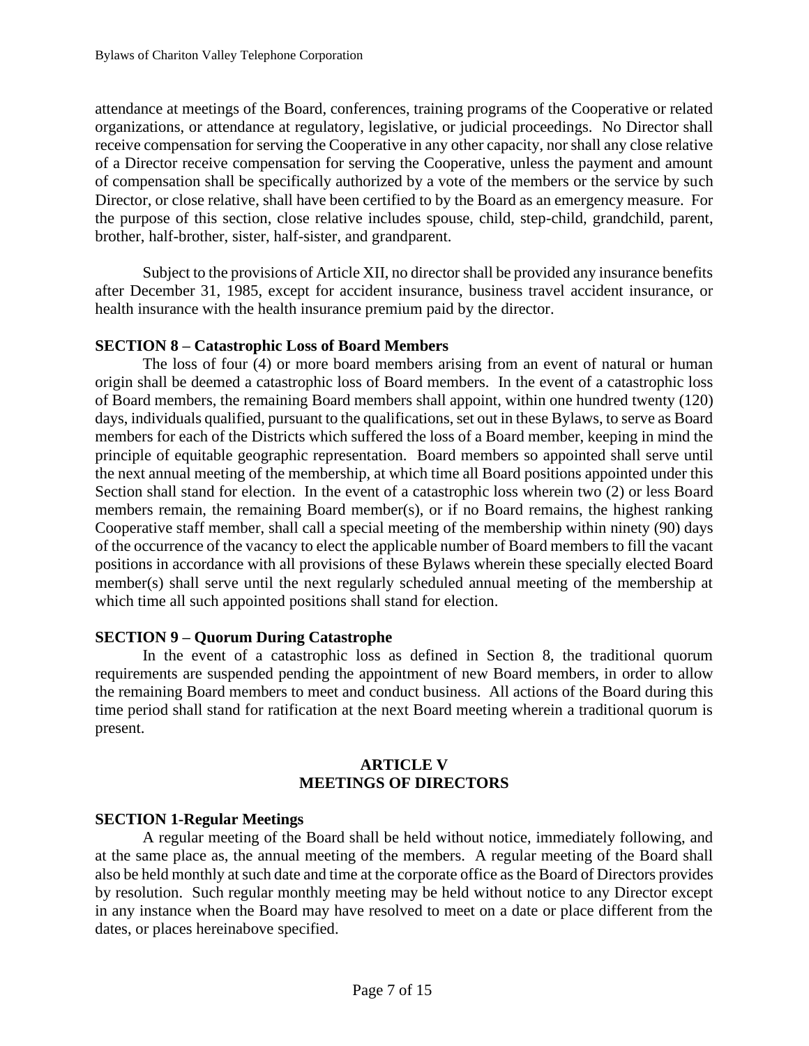attendance at meetings of the Board, conferences, training programs of the Cooperative or related organizations, or attendance at regulatory, legislative, or judicial proceedings. No Director shall receive compensation for serving the Cooperative in any other capacity, nor shall any close relative of a Director receive compensation for serving the Cooperative, unless the payment and amount of compensation shall be specifically authorized by a vote of the members or the service by such Director, or close relative, shall have been certified to by the Board as an emergency measure. For the purpose of this section, close relative includes spouse, child, step-child, grandchild, parent, brother, half-brother, sister, half-sister, and grandparent.

Subject to the provisions of Article XII, no director shall be provided any insurance benefits after December 31, 1985, except for accident insurance, business travel accident insurance, or health insurance with the health insurance premium paid by the director.

**SECTION 8 – Catastrophic Loss of Board Members**

The loss of four (4) or more board members arising from an event of natural or human origin shall be deemed a catastrophic loss of Board members. In the event of a catastrophic loss of Board members, the remaining Board members shall appoint, within one hundred twenty (120) days, individuals qualified, pursuant to the qualifications, set out in these Bylaws, to serve as Board members for each of the Districts which suffered the loss of a Board member, keeping in mind the principle of equitable geographic representation. Board members so appointed shall serve until the next annual meeting of the membership, at which time all Board positions appointed under this Section shall stand for election. In the event of a catastrophic loss wherein two (2) or less Board members remain, the remaining Board member(s), or if no Board remains, the highest ranking Cooperative staff member, shall call a special meeting of the membership within ninety (90) days of the occurrence of the vacancy to elect the applicable number of Board members to fill the vacant positions in accordance with all provisions of these Bylaws wherein these specially elected Board member(s) shall serve until the next regularly scheduled annual meeting of the membership at which time all such appointed positions shall stand for election.

**SECTION 9 – Quorum During Catastrophe**

In the event of a catastrophic loss as defined in Section 8, the traditional quorum requirements are suspended pending the appointment of new Board members, in order to allow the remaining Board members to meet and conduct business. All actions of the Board during this time period shall stand for ratification at the next Board meeting wherein a traditional quorum is present.

## ARTICLE V
## MEETINGS OF DIRECTORS

**SECTION 1-Regular Meetings**

A regular meeting of the Board shall be held without notice, immediately following, and at the same place as, the annual meeting of the members. A regular meeting of the Board shall also be held monthly at such date and time at the corporate office as the Board of Directors provides by resolution. Such regular monthly meeting may be held without notice to any Director except in any instance when the Board may have resolved to meet on a date or place different from the dates, or places hereinabove specified.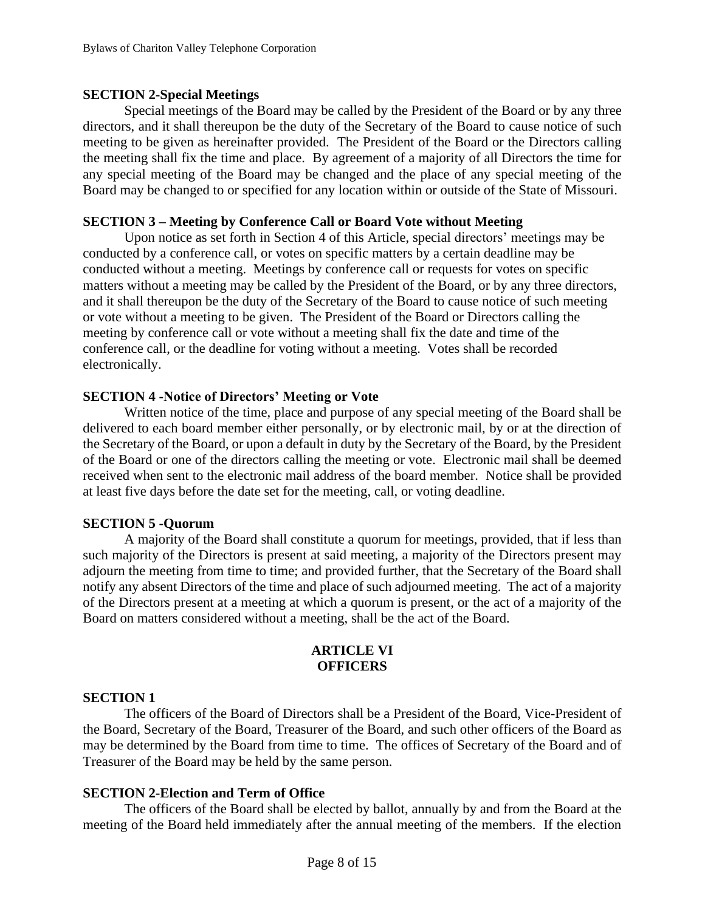**SECTION 2-Special Meetings**

Special meetings of the Board may be called by the President of the Board or by any three directors, and it shall thereupon be the duty of the Secretary of the Board to cause notice of such meeting to be given as hereinafter provided. The President of the Board or the Directors calling the meeting shall fix the time and place. By agreement of a majority of all Directors the time for any special meeting of the Board may be changed and the place of any special meeting of the Board may be changed to or specified for any location within or outside of the State of Missouri.

**SECTION 3 – Meeting by Conference Call or Board Vote without Meeting**

Upon notice as set forth in Section 4 of this Article, special directors' meetings may be conducted by a conference call, or votes on specific matters by a certain deadline may be conducted without a meeting. Meetings by conference call or requests for votes on specific matters without a meeting may be called by the President of the Board, or by any three directors, and it shall thereupon be the duty of the Secretary of the Board to cause notice of such meeting or vote without a meeting to be given. The President of the Board or Directors calling the meeting by conference call or vote without a meeting shall fix the date and time of the conference call, or the deadline for voting without a meeting. Votes shall be recorded electronically.

**SECTION 4 -Notice of Directors' Meeting or Vote**

Written notice of the time, place and purpose of any special meeting of the Board shall be delivered to each board member either personally, or by electronic mail, by or at the direction of the Secretary of the Board, or upon a default in duty by the Secretary of the Board, by the President of the Board or one of the directors calling the meeting or vote. Electronic mail shall be deemed received when sent to the electronic mail address of the board member. Notice shall be provided at least five days before the date set for the meeting, call, or voting deadline.

**SECTION 5 -Quorum**

A majority of the Board shall constitute a quorum for meetings, provided, that if less than such majority of the Directors is present at said meeting, a majority of the Directors present may adjourn the meeting from time to time; and provided further, that the Secretary of the Board shall notify any absent Directors of the time and place of such adjourned meeting. The act of a majority of the Directors present at a meeting at which a quorum is present, or the act of a majority of the Board on matters considered without a meeting, shall be the act of the Board.

## ARTICLE VI
## OFFICERS

**SECTION 1**

The officers of the Board of Directors shall be a President of the Board, Vice-President of the Board, Secretary of the Board, Treasurer of the Board, and such other officers of the Board as may be determined by the Board from time to time. The offices of Secretary of the Board and of Treasurer of the Board may be held by the same person.

**SECTION 2-Election and Term of Office**

The officers of the Board shall be elected by ballot, annually by and from the Board at the meeting of the Board held immediately after the annual meeting of the members. If the election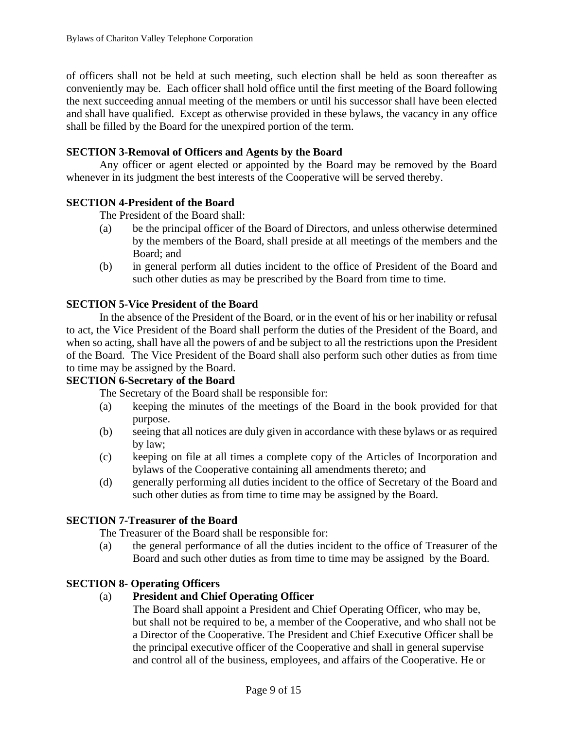of officers shall not be held at such meeting, such election shall be held as soon thereafter as conveniently may be. Each officer shall hold office until the first meeting of the Board following the next succeeding annual meeting of the members or until his successor shall have been elected and shall have qualified. Except as otherwise provided in these bylaws, the vacancy in any office shall be filled by the Board for the unexpired portion of the term.

**SECTION 3-Removal of Officers and Agents by the Board**

Any officer or agent elected or appointed by the Board may be removed by the Board whenever in its judgment the best interests of the Cooperative will be served thereby.

**SECTION 4-President of the Board**

The President of the Board shall:

(a) be the principal officer of the Board of Directors, and unless otherwise determined by the members of the Board, shall preside at all meetings of the members and the Board; and

(b) in general perform all duties incident to the office of President of the Board and such other duties as may be prescribed by the Board from time to time.

**SECTION 5-Vice President of the Board**

In the absence of the President of the Board, or in the event of his or her inability or refusal to act, the Vice President of the Board shall perform the duties of the President of the Board, and when so acting, shall have all the powers of and be subject to all the restrictions upon the President of the Board. The Vice President of the Board shall also perform such other duties as from time to time may be assigned by the Board.

**SECTION 6-Secretary of the Board**

The Secretary of the Board shall be responsible for:

(a) keeping the minutes of the meetings of the Board in the book provided for that purpose.

(b) seeing that all notices are duly given in accordance with these bylaws or as required by law;

(c) keeping on file at all times a complete copy of the Articles of Incorporation and bylaws of the Cooperative containing all amendments thereto; and

(d) generally performing all duties incident to the office of Secretary of the Board and such other duties as from time to time may be assigned by the Board.

**SECTION 7-Treasurer of the Board**

The Treasurer of the Board shall be responsible for:

(a) the general performance of all the duties incident to the office of Treasurer of the Board and such other duties as from time to time may be assigned by the Board.

**SECTION 8- Operating Officers**

(a) **President and Chief Operating Officer**

The Board shall appoint a President and Chief Operating Officer, who may be, but shall not be required to be, a member of the Cooperative, and who shall not be a Director of the Cooperative. The President and Chief Executive Officer shall be the principal executive officer of the Cooperative and shall in general supervise and control all of the business, employees, and affairs of the Cooperative. He or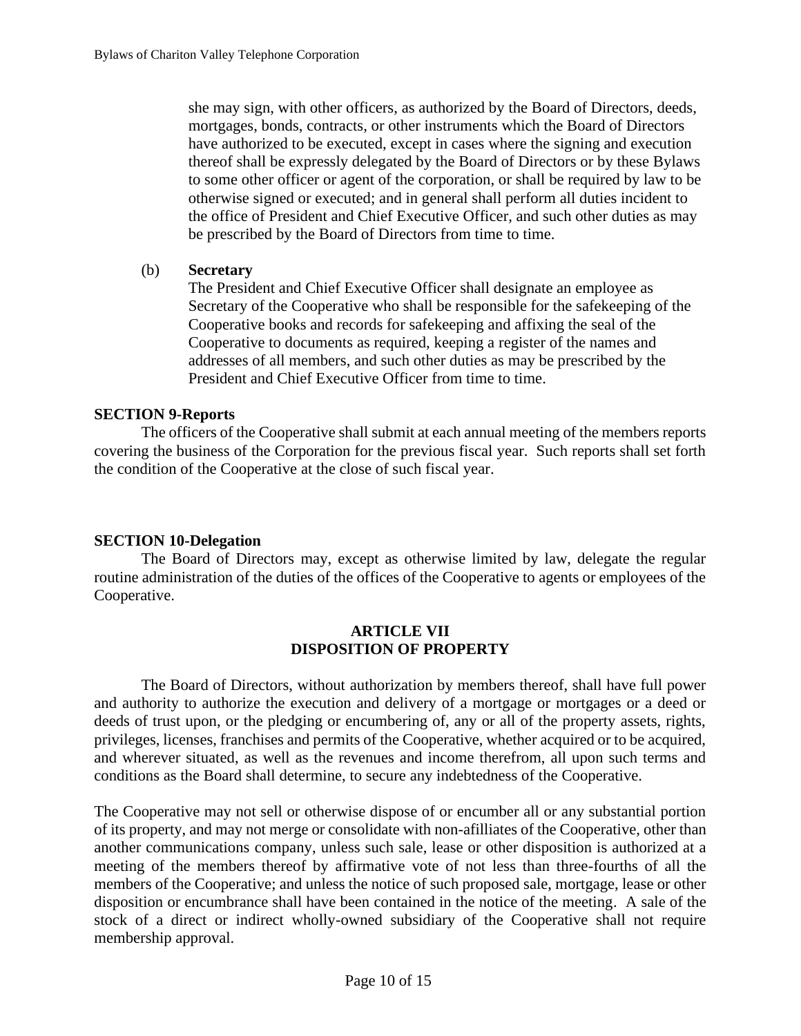she may sign, with other officers, as authorized by the Board of Directors, deeds, mortgages, bonds, contracts, or other instruments which the Board of Directors have authorized to be executed, except in cases where the signing and execution thereof shall be expressly delegated by the Board of Directors or by these Bylaws to some other officer or agent of the corporation, or shall be required by law to be otherwise signed or executed; and in general shall perform all duties incident to the office of President and Chief Executive Officer, and such other duties as may be prescribed by the Board of Directors from time to time.

(b) **Secretary**
The President and Chief Executive Officer shall designate an employee as Secretary of the Cooperative who shall be responsible for the safekeeping of the Cooperative books and records for safekeeping and affixing the seal of the Cooperative to documents as required, keeping a register of the names and addresses of all members, and such other duties as may be prescribed by the President and Chief Executive Officer from time to time.

**SECTION 9-Reports**

The officers of the Cooperative shall submit at each annual meeting of the members reports covering the business of the Corporation for the previous fiscal year. Such reports shall set forth the condition of the Cooperative at the close of such fiscal year.

**SECTION 10-Delegation**

The Board of Directors may, except as otherwise limited by law, delegate the regular routine administration of the duties of the offices of the Cooperative to agents or employees of the Cooperative.

## ARTICLE VII
## DISPOSITION OF PROPERTY

The Board of Directors, without authorization by members thereof, shall have full power and authority to authorize the execution and delivery of a mortgage or mortgages or a deed or deeds of trust upon, or the pledging or encumbering of, any or all of the property assets, rights, privileges, licenses, franchises and permits of the Cooperative, whether acquired or to be acquired, and wherever situated, as well as the revenues and income therefrom, all upon such terms and conditions as the Board shall determine, to secure any indebtedness of the Cooperative.

The Cooperative may not sell or otherwise dispose of or encumber all or any substantial portion of its property, and may not merge or consolidate with non-afilliates of the Cooperative, other than another communications company, unless such sale, lease or other disposition is authorized at a meeting of the members thereof by affirmative vote of not less than three-fourths of all the members of the Cooperative; and unless the notice of such proposed sale, mortgage, lease or other disposition or encumbrance shall have been contained in the notice of the meeting. A sale of the stock of a direct or indirect wholly-owned subsidiary of the Cooperative shall not require membership approval.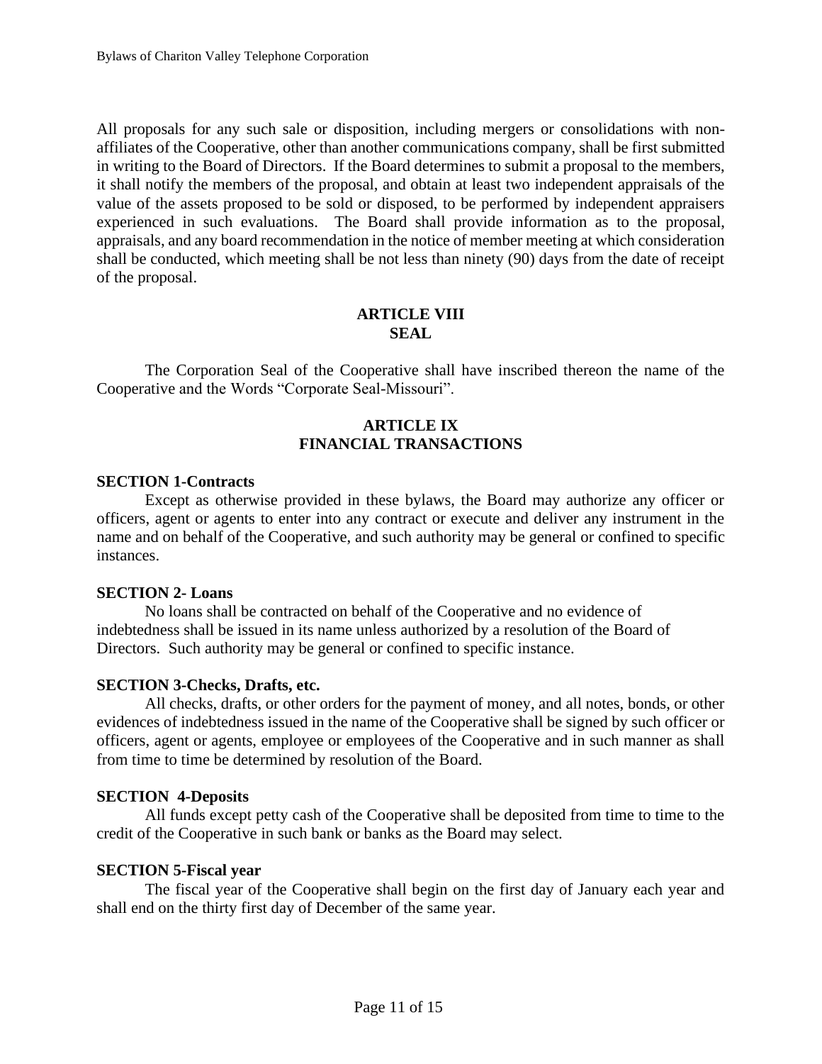All proposals for any such sale or disposition, including mergers or consolidations with non-affiliates of the Cooperative, other than another communications company, shall be first submitted in writing to the Board of Directors. If the Board determines to submit a proposal to the members, it shall notify the members of the proposal, and obtain at least two independent appraisals of the value of the assets proposed to be sold or disposed, to be performed by independent appraisers experienced in such evaluations. The Board shall provide information as to the proposal, appraisals, and any board recommendation in the notice of member meeting at which consideration shall be conducted, which meeting shall be not less than ninety (90) days from the date of receipt of the proposal.

## ARTICLE VIII
## SEAL

The Corporation Seal of the Cooperative shall have inscribed thereon the name of the Cooperative and the Words "Corporate Seal-Missouri".

## ARTICLE IX
## FINANCIAL TRANSACTIONS

**SECTION 1-Contracts**

Except as otherwise provided in these bylaws, the Board may authorize any officer or officers, agent or agents to enter into any contract or execute and deliver any instrument in the name and on behalf of the Cooperative, and such authority may be general or confined to specific instances.

**SECTION 2- Loans**

No loans shall be contracted on behalf of the Cooperative and no evidence of indebtedness shall be issued in its name unless authorized by a resolution of the Board of Directors. Such authority may be general or confined to specific instance.

**SECTION 3-Checks, Drafts, etc.**

All checks, drafts, or other orders for the payment of money, and all notes, bonds, or other evidences of indebtedness issued in the name of the Cooperative shall be signed by such officer or officers, agent or agents, employee or employees of the Cooperative and in such manner as shall from time to time be determined by resolution of the Board.

**SECTION 4-Deposits**

All funds except petty cash of the Cooperative shall be deposited from time to time to the credit of the Cooperative in such bank or banks as the Board may select.

**SECTION 5-Fiscal year**

The fiscal year of the Cooperative shall begin on the first day of January each year and shall end on the thirty first day of December of the same year.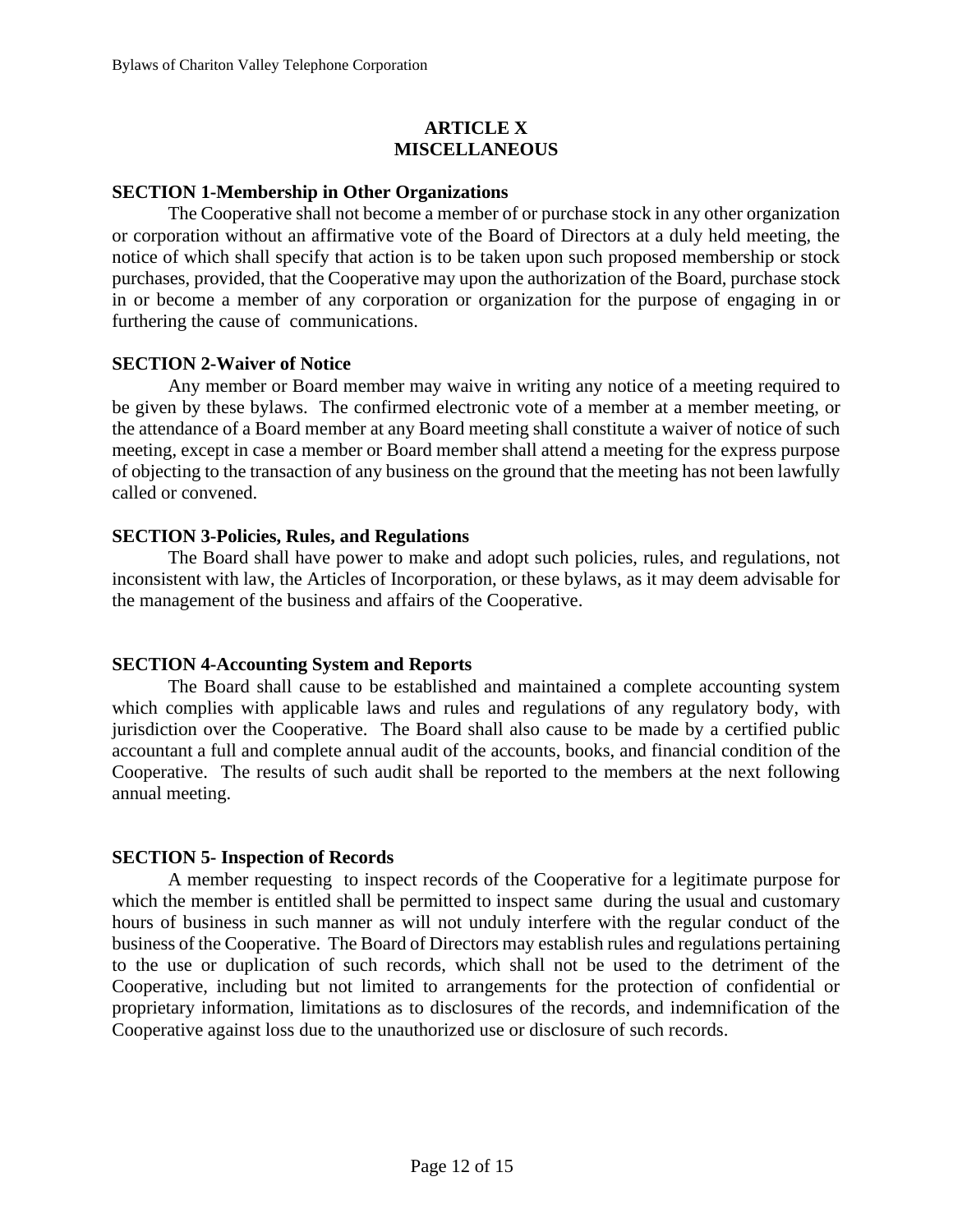# ARTICLE X
# MISCELLANEOUS

**SECTION 1-Membership in Other Organizations**

The Cooperative shall not become a member of or purchase stock in any other organization or corporation without an affirmative vote of the Board of Directors at a duly held meeting, the notice of which shall specify that action is to be taken upon such proposed membership or stock purchases, provided, that the Cooperative may upon the authorization of the Board, purchase stock in or become a member of any corporation or organization for the purpose of engaging in or furthering the cause of communications.

**SECTION 2-Waiver of Notice**

Any member or Board member may waive in writing any notice of a meeting required to be given by these bylaws. The confirmed electronic vote of a member at a member meeting, or the attendance of a Board member at any Board meeting shall constitute a waiver of notice of such meeting, except in case a member or Board member shall attend a meeting for the express purpose of objecting to the transaction of any business on the ground that the meeting has not been lawfully called or convened.

**SECTION 3-Policies, Rules, and Regulations**

The Board shall have power to make and adopt such policies, rules, and regulations, not inconsistent with law, the Articles of Incorporation, or these bylaws, as it may deem advisable for the management of the business and affairs of the Cooperative.

**SECTION 4-Accounting System and Reports**

The Board shall cause to be established and maintained a complete accounting system which complies with applicable laws and rules and regulations of any regulatory body, with jurisdiction over the Cooperative. The Board shall also cause to be made by a certified public accountant a full and complete annual audit of the accounts, books, and financial condition of the Cooperative. The results of such audit shall be reported to the members at the next following annual meeting.

**SECTION 5- Inspection of Records**

A member requesting to inspect records of the Cooperative for a legitimate purpose for which the member is entitled shall be permitted to inspect same during the usual and customary hours of business in such manner as will not unduly interfere with the regular conduct of the business of the Cooperative. The Board of Directors may establish rules and regulations pertaining to the use or duplication of such records, which shall not be used to the detriment of the Cooperative, including but not limited to arrangements for the protection of confidential or proprietary information, limitations as to disclosures of the records, and indemnification of the Cooperative against loss due to the unauthorized use or disclosure of such records.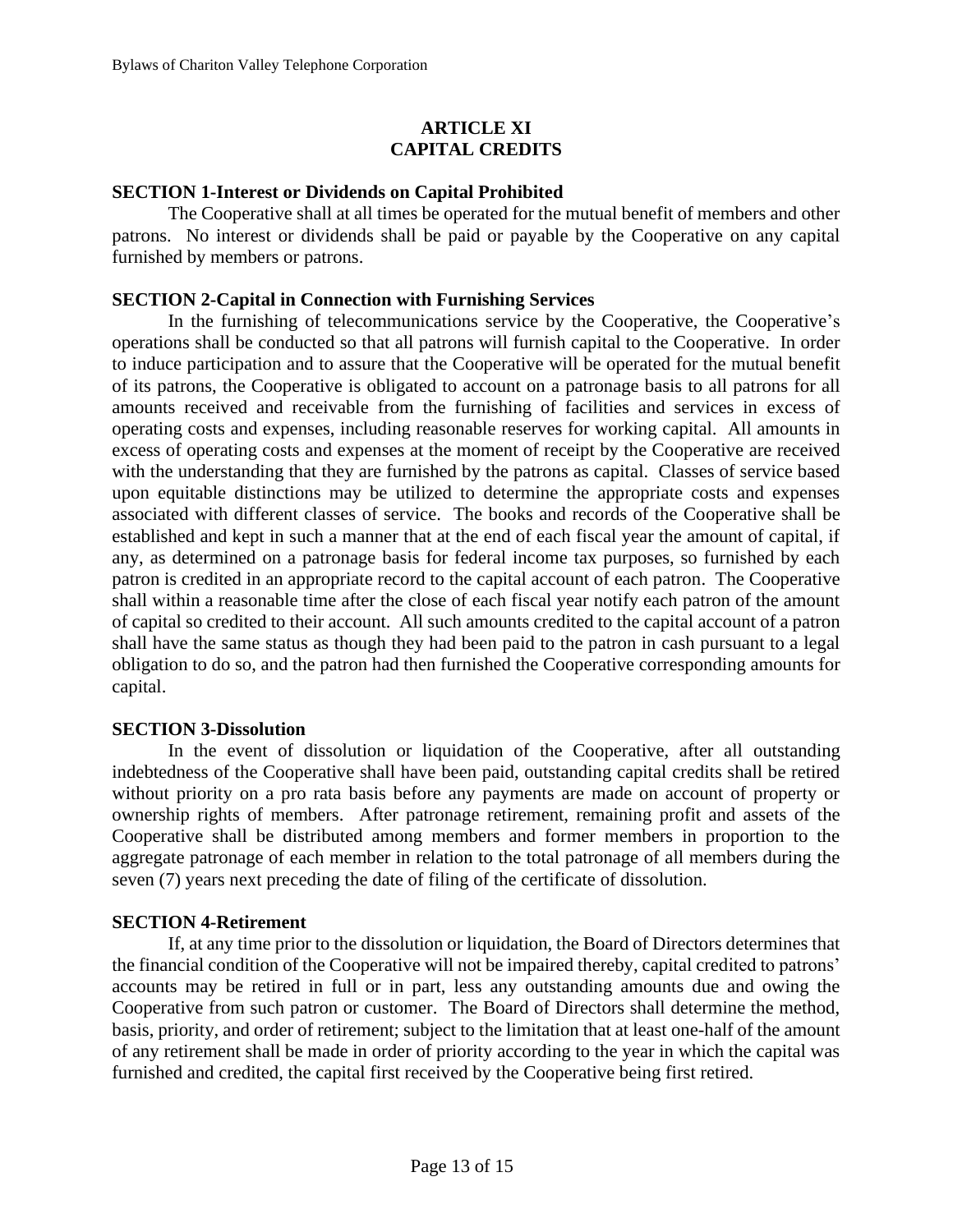## ARTICLE XI
## CAPITAL CREDITS

**SECTION 1-Interest or Dividends on Capital Prohibited**

The Cooperative shall at all times be operated for the mutual benefit of members and other patrons. No interest or dividends shall be paid or payable by the Cooperative on any capital furnished by members or patrons.

**SECTION 2-Capital in Connection with Furnishing Services**

In the furnishing of telecommunications service by the Cooperative, the Cooperative's operations shall be conducted so that all patrons will furnish capital to the Cooperative. In order to induce participation and to assure that the Cooperative will be operated for the mutual benefit of its patrons, the Cooperative is obligated to account on a patronage basis to all patrons for all amounts received and receivable from the furnishing of facilities and services in excess of operating costs and expenses, including reasonable reserves for working capital. All amounts in excess of operating costs and expenses at the moment of receipt by the Cooperative are received with the understanding that they are furnished by the patrons as capital. Classes of service based upon equitable distinctions may be utilized to determine the appropriate costs and expenses associated with different classes of service. The books and records of the Cooperative shall be established and kept in such a manner that at the end of each fiscal year the amount of capital, if any, as determined on a patronage basis for federal income tax purposes, so furnished by each patron is credited in an appropriate record to the capital account of each patron. The Cooperative shall within a reasonable time after the close of each fiscal year notify each patron of the amount of capital so credited to their account. All such amounts credited to the capital account of a patron shall have the same status as though they had been paid to the patron in cash pursuant to a legal obligation to do so, and the patron had then furnished the Cooperative corresponding amounts for capital.

**SECTION 3-Dissolution**

In the event of dissolution or liquidation of the Cooperative, after all outstanding indebtedness of the Cooperative shall have been paid, outstanding capital credits shall be retired without priority on a pro rata basis before any payments are made on account of property or ownership rights of members. After patronage retirement, remaining profit and assets of the Cooperative shall be distributed among members and former members in proportion to the aggregate patronage of each member in relation to the total patronage of all members during the seven (7) years next preceding the date of filing of the certificate of dissolution.

**SECTION 4-Retirement**

If, at any time prior to the dissolution or liquidation, the Board of Directors determines that the financial condition of the Cooperative will not be impaired thereby, capital credited to patrons' accounts may be retired in full or in part, less any outstanding amounts due and owing the Cooperative from such patron or customer. The Board of Directors shall determine the method, basis, priority, and order of retirement; subject to the limitation that at least one-half of the amount of any retirement shall be made in order of priority according to the year in which the capital was furnished and credited, the capital first received by the Cooperative being first retired.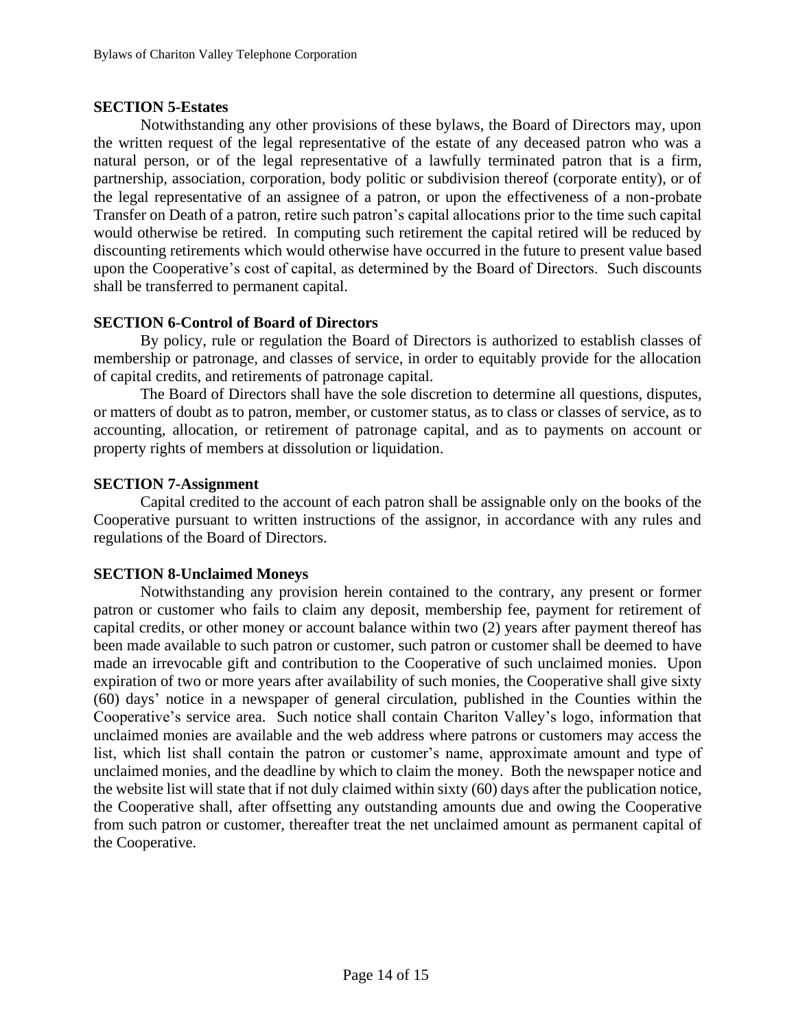**SECTION 5-Estates**

Notwithstanding any other provisions of these bylaws, the Board of Directors may, upon the written request of the legal representative of the estate of any deceased patron who was a natural person, or of the legal representative of a lawfully terminated patron that is a firm, partnership, association, corporation, body politic or subdivision thereof (corporate entity), or of the legal representative of an assignee of a patron, or upon the effectiveness of a non-probate Transfer on Death of a patron, retire such patron's capital allocations prior to the time such capital would otherwise be retired. In computing such retirement the capital retired will be reduced by discounting retirements which would otherwise have occurred in the future to present value based upon the Cooperative's cost of capital, as determined by the Board of Directors. Such discounts shall be transferred to permanent capital.

**SECTION 6-Control of Board of Directors**

By policy, rule or regulation the Board of Directors is authorized to establish classes of membership or patronage, and classes of service, in order to equitably provide for the allocation of capital credits, and retirements of patronage capital.

The Board of Directors shall have the sole discretion to determine all questions, disputes, or matters of doubt as to patron, member, or customer status, as to class or classes of service, as to accounting, allocation, or retirement of patronage capital, and as to payments on account or property rights of members at dissolution or liquidation.

**SECTION 7-Assignment**

Capital credited to the account of each patron shall be assignable only on the books of the Cooperative pursuant to written instructions of the assignor, in accordance with any rules and regulations of the Board of Directors.

**SECTION 8-Unclaimed Moneys**

Notwithstanding any provision herein contained to the contrary, any present or former patron or customer who fails to claim any deposit, membership fee, payment for retirement of capital credits, or other money or account balance within two (2) years after payment thereof has been made available to such patron or customer, such patron or customer shall be deemed to have made an irrevocable gift and contribution to the Cooperative of such unclaimed monies. Upon expiration of two or more years after availability of such monies, the Cooperative shall give sixty (60) days' notice in a newspaper of general circulation, published in the Counties within the Cooperative's service area. Such notice shall contain Chariton Valley's logo, information that unclaimed monies are available and the web address where patrons or customers may access the list, which list shall contain the patron or customer's name, approximate amount and type of unclaimed monies, and the deadline by which to claim the money. Both the newspaper notice and the website list will state that if not duly claimed within sixty (60) days after the publication notice, the Cooperative shall, after offsetting any outstanding amounts due and owing the Cooperative from such patron or customer, thereafter treat the net unclaimed amount as permanent capital of the Cooperative.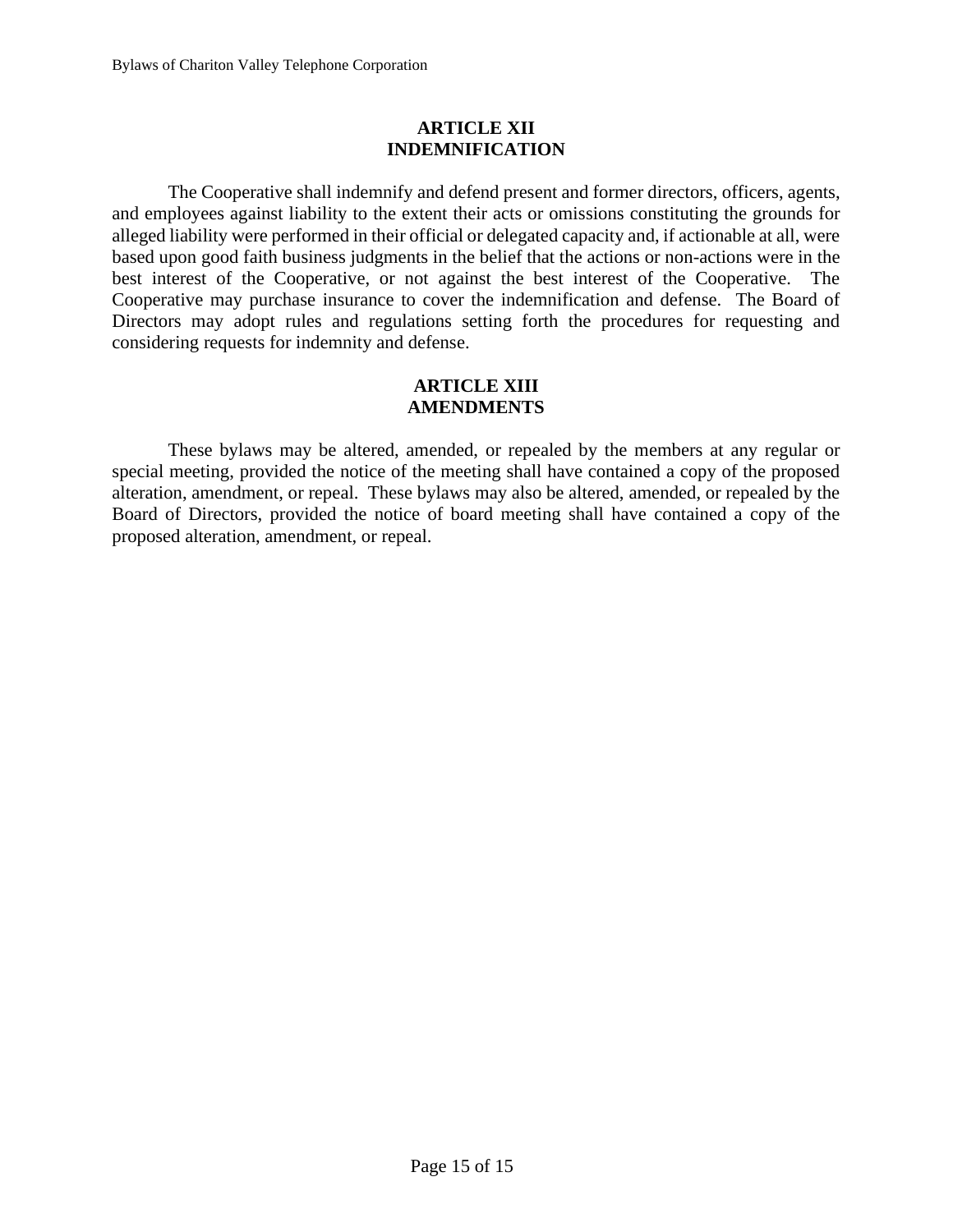## ARTICLE XII
## INDEMNIFICATION

The Cooperative shall indemnify and defend present and former directors, officers, agents, and employees against liability to the extent their acts or omissions constituting the grounds for alleged liability were performed in their official or delegated capacity and, if actionable at all, were based upon good faith business judgments in the belief that the actions or non-actions were in the best interest of the Cooperative, or not against the best interest of the Cooperative. The Cooperative may purchase insurance to cover the indemnification and defense. The Board of Directors may adopt rules and regulations setting forth the procedures for requesting and considering requests for indemnity and defense.

## ARTICLE XIII
## AMENDMENTS

These bylaws may be altered, amended, or repealed by the members at any regular or special meeting, provided the notice of the meeting shall have contained a copy of the proposed alteration, amendment, or repeal. These bylaws may also be altered, amended, or repealed by the Board of Directors, provided the notice of board meeting shall have contained a copy of the proposed alteration, amendment, or repeal.